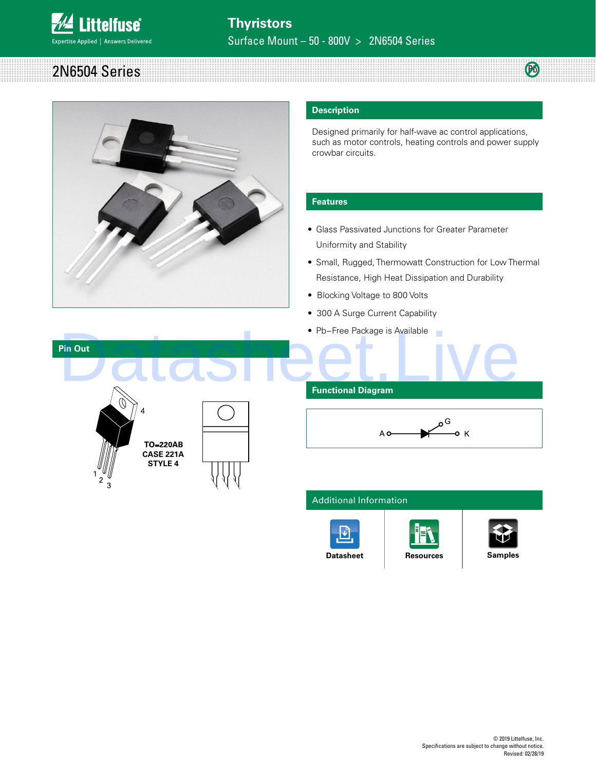# Thyristors

Surface Mount – 50 - 800V > 2N6504 Series

## 2N6504 Series

### Description

Designed primarily for half-wave ac control applications, such as motor controls, heating controls and power supply crowbar circuits.

### Features

- Glass Passivated Junctions for Greater Parameter Uniformity and Stability
- Small, Rugged, Thermowatt Construction for Low Thermal Resistance, High Heat Dissipation and Durability
- Blocking Voltage to 800 Volts
- 300 A Surge Current Capability
- Pb−Free Package is Available

### Pin Out

TO−220AB
CASE 221A
STYLE 4

### Functional Diagram

A — K, G

### Additional Information

Datasheet | Resources | Samples

© 2019 Littelfuse, Inc.
Specifications are subject to change without notice.
Revised: 02/28/19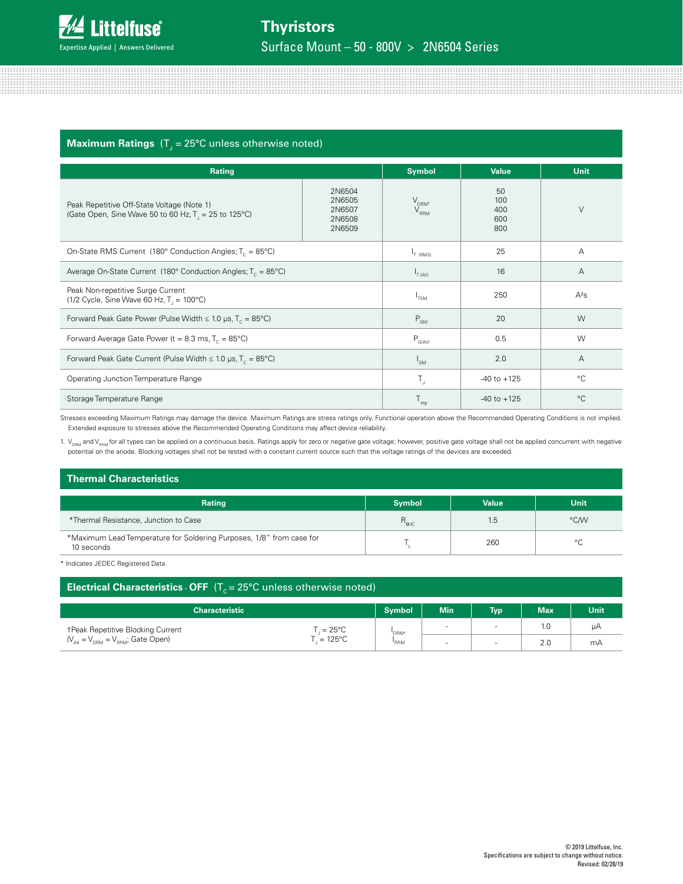## Maximum Ratings ($T_J$ = 25°C unless otherwise noted)

| Rating | | Symbol | Value | Unit |
|---|---|---|---|---|
| Peak Repetitive Off-State Voltage (Note 1)<br>(Gate Open, Sine Wave 50 to 60 Hz, $T_J$ = 25 to 125°C) | 2N6504<br>2N6505<br>2N6507<br>2N6508<br>2N6509 | $V_{DRM}$, $V_{RRM}$ | 50<br>100<br>400<br>600<br>800 | V |
| On-State RMS Current (180° Conduction Angles; $T_C$ = 85°C) | | $I_{T\ (RMS)}$ | 25 | A |
| Average On-State Current (180° Conduction Angles; $T_C$ = 85°C) | | $I_{T\ (AV)}$ | 16 | A |
| Peak Non-repetitive Surge Current<br>(1/2 Cycle, Sine Wave 60 Hz, $T_J$ = 100°C) | | $I_{TSM}$ | 250 | A²s |
| Forward Peak Gate Power (Pulse Width ≤ 1.0 µs, $T_C$ = 85°C) | | $P_{GM}$ | 20 | W |
| Forward Average Gate Power (t = 8.3 ms, $T_C$ = 85°C) | | $P_{G(AV)}$ | 0.5 | W |
| Forward Peak Gate Current (Pulse Width ≤ 1.0 µs, $T_C$ = 85°C) | | $I_{GM}$ | 2.0 | A |
| Operating Junction Temperature Range | | $T_J$ | -40 to +125 | °C |
| Storage Temperature Range | | $T_{stg}$ | -40 to +125 | °C |

Stresses exceeding Maximum Ratings may damage the device. Maximum Ratings are stress ratings only. Functional operation above the Recommended Operating Conditions is not implied. Extended exposure to stresses above the Recommended Operating Conditions may affect device reliability.

1. $V_{DRM}$ and $V_{RRM}$ for all types can be applied on a continuous basis. Ratings apply for zero or negative gate voltage; however, positive gate voltage shall not be applied concurrent with negative potential on the anode. Blocking voltages shall not be tested with a constant current source such that the voltage ratings of the devices are exceeded.

## Thermal Characteristics

| Rating | Symbol | Value | Unit |
|---|---|---|---|
| *Thermal Resistance, Junction to Case | $R_{\theta JC}$ | 1.5 | °C/W |
| *Maximum Lead Temperature for Soldering Purposes, 1/8" from case for 10 seconds | $T_L$ | 260 | °C |

* Indicates JEDEC Registered Data.

## Electrical Characteristics - OFF ($T_C$ = 25°C unless otherwise noted)

| Characteristic | | Symbol | Min | Typ | Max | Unit |
|---|---|---|---|---|---|---|
| †Peak Repetitive Blocking Current<br>($V_{AK}$ = $V_{DRM}$ = $V_{RRM}$; Gate Open) | $T_J$ = 25°C | $I_{DRM}$, $I_{RRM}$ | - | - | 1.0 | µA |
| | $T_J$ = 125°C | | - | - | 2.0 | mA |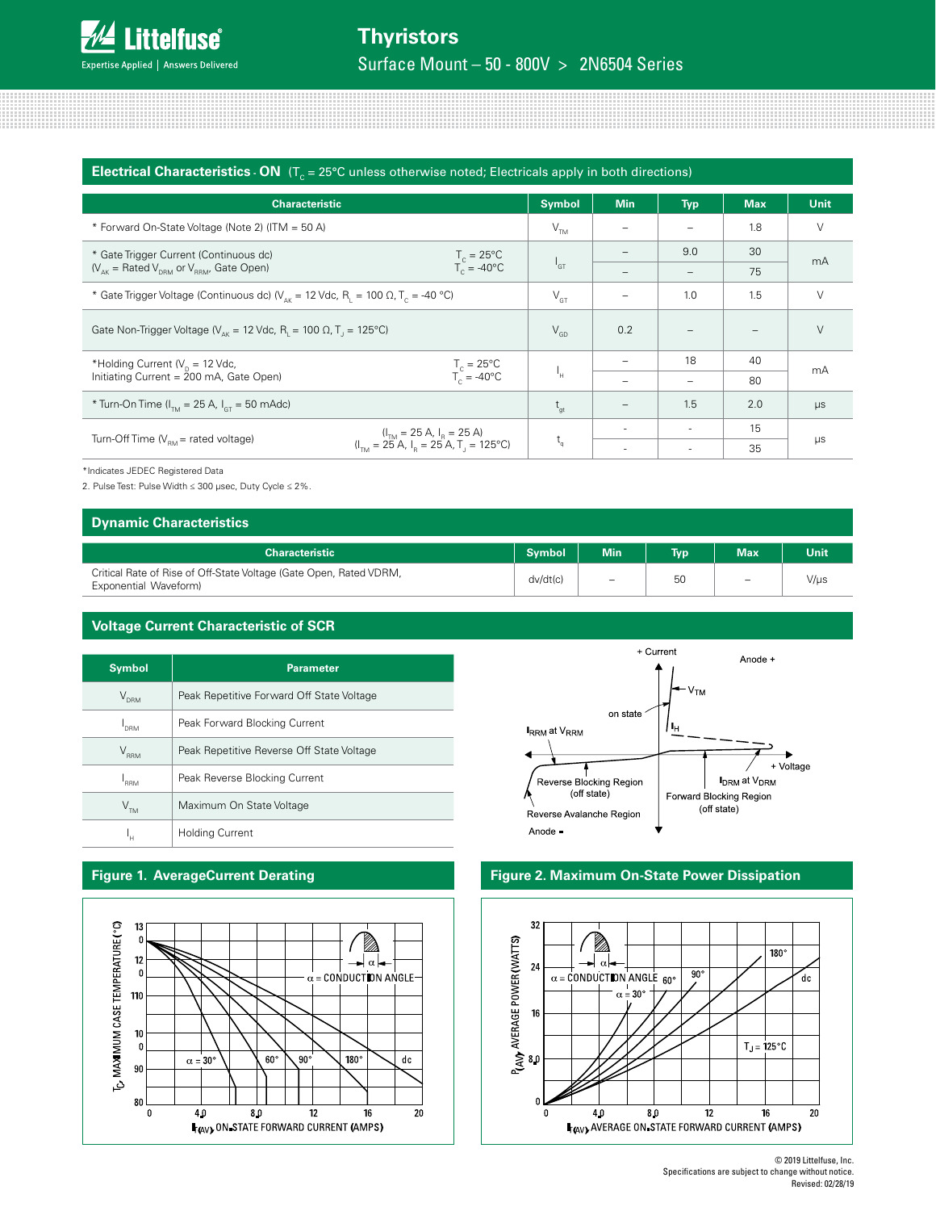## Electrical Characteristics - ON ($T_C$ = 25°C unless otherwise noted; Electricals apply in both directions)

| Characteristic | | Symbol | Min | Typ | Max | Unit |
|---|---|---|---|---|---|---|
| * Forward On-State Voltage (Note 2) (ITM = 50 A) | | $V_{TM}$ | – | – | 1.8 | V |
| * Gate Trigger Current (Continuous dc) ($V_{AK}$ = Rated $V_{DRM}$ or $V_{RRM}$, Gate Open) | $T_C$ = 25°C | $I_{GT}$ | – | 9.0 | 30 | mA |
| | $T_C$ = -40°C | | – | – | 75 | |
| * Gate Trigger Voltage (Continuous dc) ($V_{AK}$ = 12 Vdc, $R_L$ = 100 Ω, $T_C$ = -40 °C) | | $V_{GT}$ | – | 1.0 | 1.5 | V |
| Gate Non-Trigger Voltage ($V_{AK}$ = 12 Vdc, $R_L$ = 100 Ω, $T_J$ = 125°C) | | $V_{GD}$ | 0.2 | – | – | V |
| *Holding Current ($V_D$ = 12 Vdc, Initiating Current = 200 mA, Gate Open) | $T_C$ = 25°C | $I_H$ | – | 18 | 40 | mA |
| | $T_C$ = -40°C | | – | – | 80 | |
| * Turn-On Time ($I_{TM}$ = 25 A, $I_{GT}$ = 50 mAdc) | | $t_{gt}$ | – | 1.5 | 2.0 | μs |
| Turn-Off Time ($V_{RM}$ = rated voltage) | ($I_{TM}$ = 25 A, $I_R$ = 25 A) | $t_q$ | - | - | 15 | μs |
| | ($I_{TM}$ = 25 A, $I_R$ = 25 A, $T_J$ = 125°C) | | - | - | 35 | |

*Indicates JEDEC Registered Data

2. Pulse Test: Pulse Width ≤ 300 μsec, Duty Cycle ≤ 2%.

## Dynamic Characteristics

| Characteristic | Symbol | Min | Typ | Max | Unit |
|---|---|---|---|---|---|
| Critical Rate of Rise of Off-State Voltage (Gate Open, Rated VDRM, Exponential Waveform) | dv/dt(c) | – | 50 | – | V/μs |

## Voltage Current Characteristic of SCR

| Symbol | Parameter |
|---|---|
| $V_{DRM}$ | Peak Repetitive Forward Off State Voltage |
| $I_{DRM}$ | Peak Forward Blocking Current |
| $V_{RRM}$ | Peak Repetitive Reverse Off State Voltage |
| $I_{RRM}$ | Peak Reverse Blocking Current |
| $V_{TM}$ | Maximum On State Voltage |
| $I_H$ | Holding Current |

## Figure 1. AverageCurrent Derating

## Figure 2. Maximum On-State Power Dissipation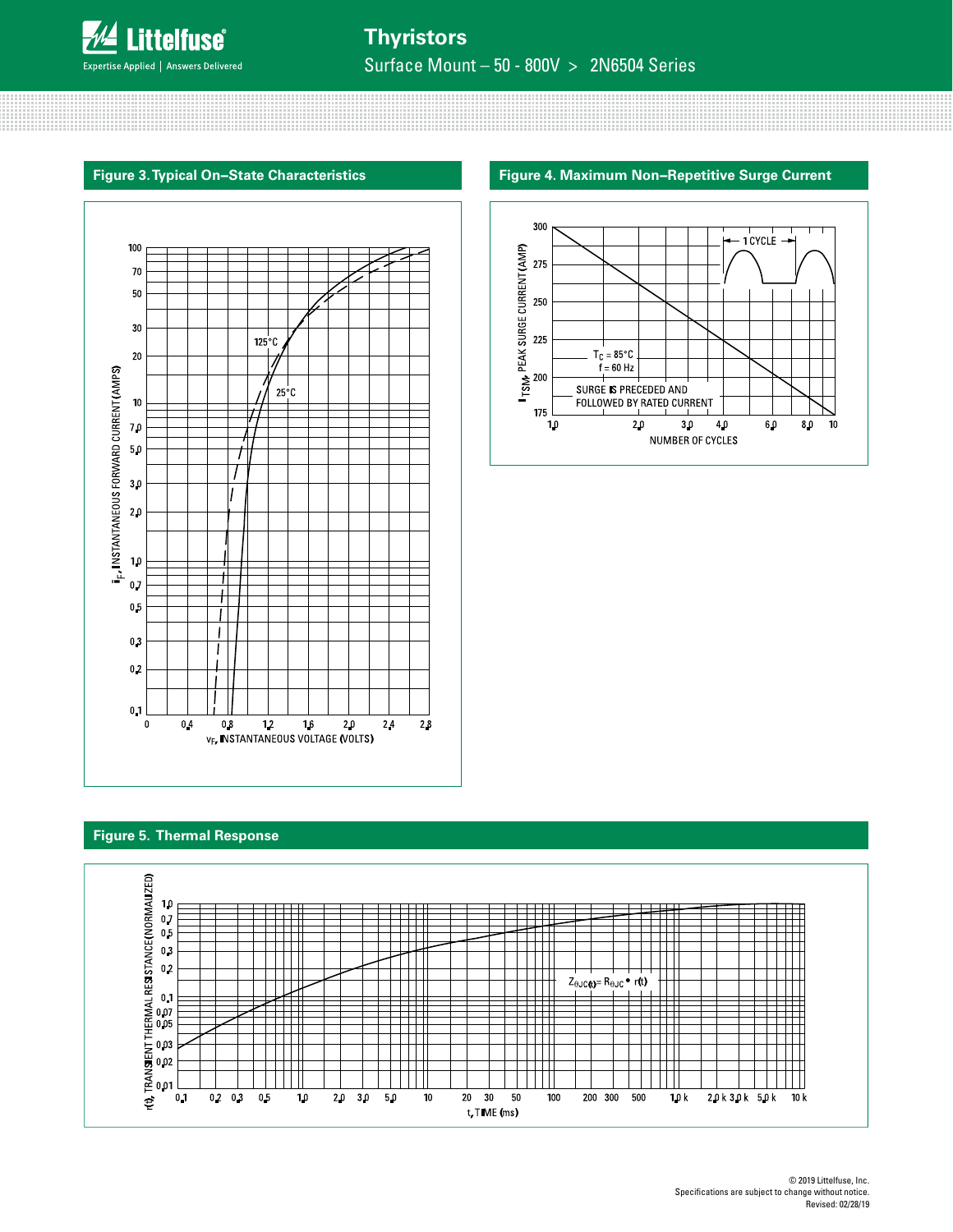## Figure 3. Typical On–State Characteristics

## Figure 4. Maximum Non–Repetitive Surge Current

## Figure 5. Thermal Response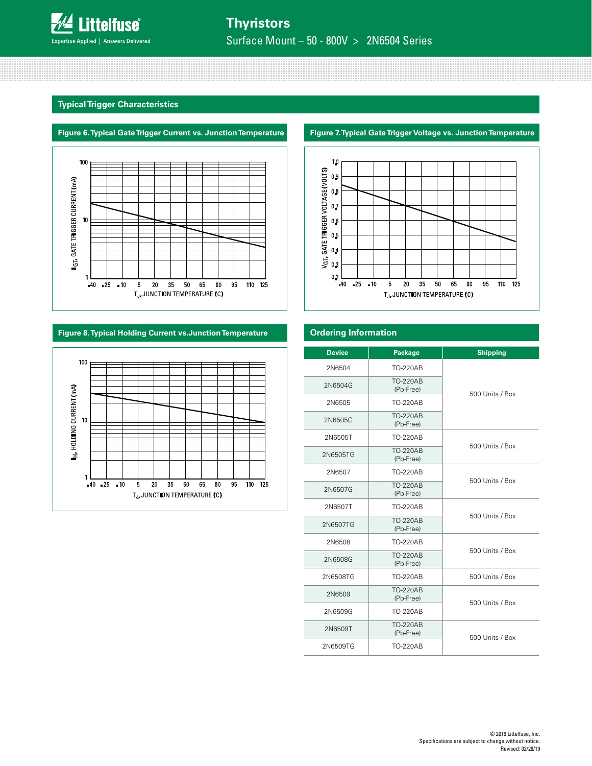## Typical Trigger Characteristics

**Figure 6. Typical Gate Trigger Current vs. Junction Temperature**

$I_{GT}$, GATE TRIGGER CURRENT (mA)

$T_J$, JUNCTION TEMPERATURE (C)

**Figure 7. Typical Gate Trigger Voltage vs. Junction Temperature**

$V_{GT}$, GATE TRIGGER VOLTAGE (VOLTS)

$T_J$, JUNCTION TEMPERATURE (C)

**Figure 8. Typical Holding Current vs. Junction Temperature**

$I_H$, HOLDING CURRENT (mA)

$T_J$, JUNCTION TEMPERATURE (C)

## Ordering Information

| Device | Package | Shipping |
|---|---|---|
| 2N6504 | TO-220AB | 500 Units / Box |
| 2N6504G | TO-220AB (Pb-Free) | |
| 2N6505 | TO-220AB | |
| 2N6505G | TO-220AB (Pb-Free) | |
| 2N6505T | TO-220AB | 500 Units / Box |
| 2N6505TG | TO-220AB (Pb-Free) | |
| 2N6507 | TO-220AB | 500 Units / Box |
| 2N6507G | TO-220AB (Pb-Free) | |
| 2N6507T | TO-220AB | 500 Units / Box |
| 2N6507TG | TO-220AB (Pb-Free) | |
| 2N6508 | TO-220AB | 500 Units / Box |
| 2N6508G | TO-220AB (Pb-Free) | |
| 2N6508TG | TO-220AB | 500 Units / Box |
| 2N6509 | TO-220AB (Pb-Free) | 500 Units / Box |
| 2N6509G | TO-220AB | |
| 2N6509T | TO-220AB (Pb-Free) | 500 Units / Box |
| 2N6509TG | TO-220AB | |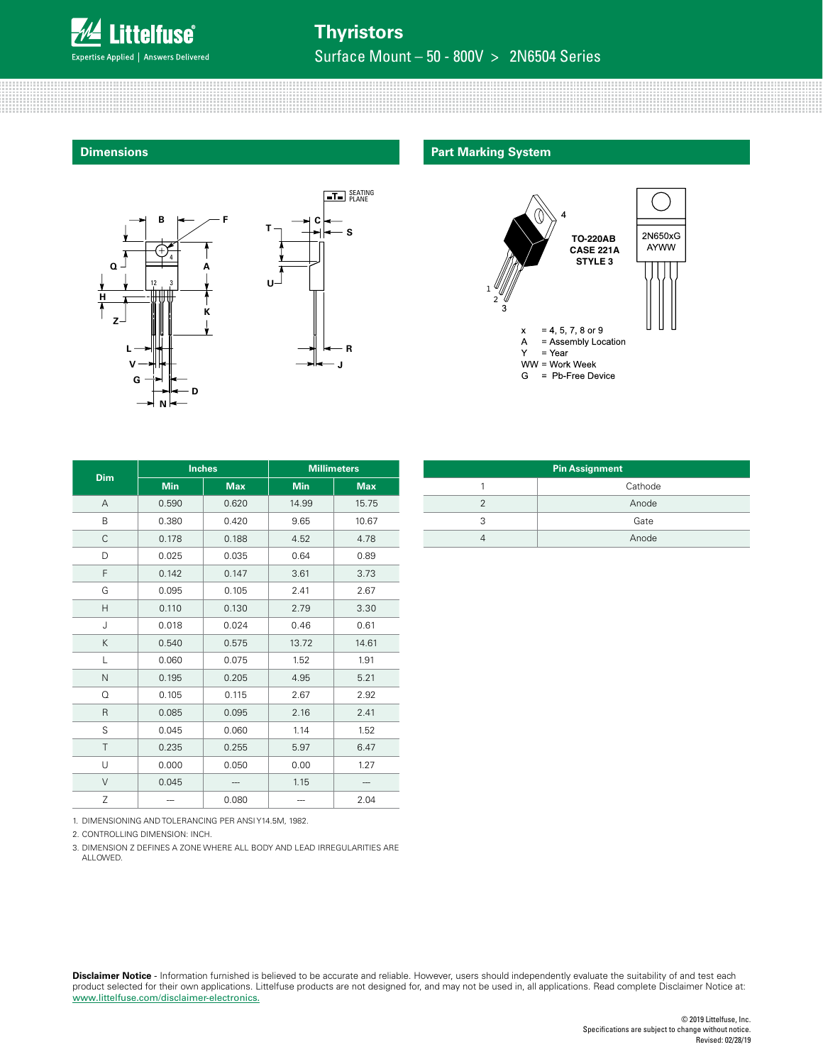## Dimensions

SEATING PLANE

B F Q A H Z K L V G D N T C S U R J

## Part Marking System

TO-220AB
CASE 221A
STYLE 3

2N650xG
AYWW

x = 4, 5, 7, 8 or 9
A = Assembly Location
Y = Year
WW = Work Week
G = Pb-Free Device

| Dim | Inches | | Millimeters | |
|---|---|---|---|---|
| | Min | Max | Min | Max |
| A | 0.590 | 0.620 | 14.99 | 15.75 |
| B | 0.380 | 0.420 | 9.65 | 10.67 |
| C | 0.178 | 0.188 | 4.52 | 4.78 |
| D | 0.025 | 0.035 | 0.64 | 0.89 |
| F | 0.142 | 0.147 | 3.61 | 3.73 |
| G | 0.095 | 0.105 | 2.41 | 2.67 |
| H | 0.110 | 0.130 | 2.79 | 3.30 |
| J | 0.018 | 0.024 | 0.46 | 0.61 |
| K | 0.540 | 0.575 | 13.72 | 14.61 |
| L | 0.060 | 0.075 | 1.52 | 1.91 |
| N | 0.195 | 0.205 | 4.95 | 5.21 |
| Q | 0.105 | 0.115 | 2.67 | 2.92 |
| R | 0.085 | 0.095 | 2.16 | 2.41 |
| S | 0.045 | 0.060 | 1.14 | 1.52 |
| T | 0.235 | 0.255 | 5.97 | 6.47 |
| U | 0.000 | 0.050 | 0.00 | 1.27 |
| V | 0.045 | --- | 1.15 | --- |
| Z | --- | 0.080 | --- | 2.04 |

1. DIMENSIONING AND TOLERANCING PER ANSI Y14.5M, 1982.
2. CONTROLLING DIMENSION: INCH.
3. DIMENSION Z DEFINES A ZONE WHERE ALL BODY AND LEAD IRREGULARITIES ARE ALLOWED.

| Pin Assignment | |
|---|---|
| 1 | Cathode |
| 2 | Anode |
| 3 | Gate |
| 4 | Anode |

**Disclaimer Notice** - Information furnished is believed to be accurate and reliable. However, users should independently evaluate the suitability of and test each product selected for their own applications. Littelfuse products are not designed for, and may not be used in, all applications. Read complete Disclaimer Notice at: www.littelfuse.com/disclaimer-electronics.

© 2019 Littelfuse, Inc.
Specifications are subject to change without notice.
Revised: 02/28/19